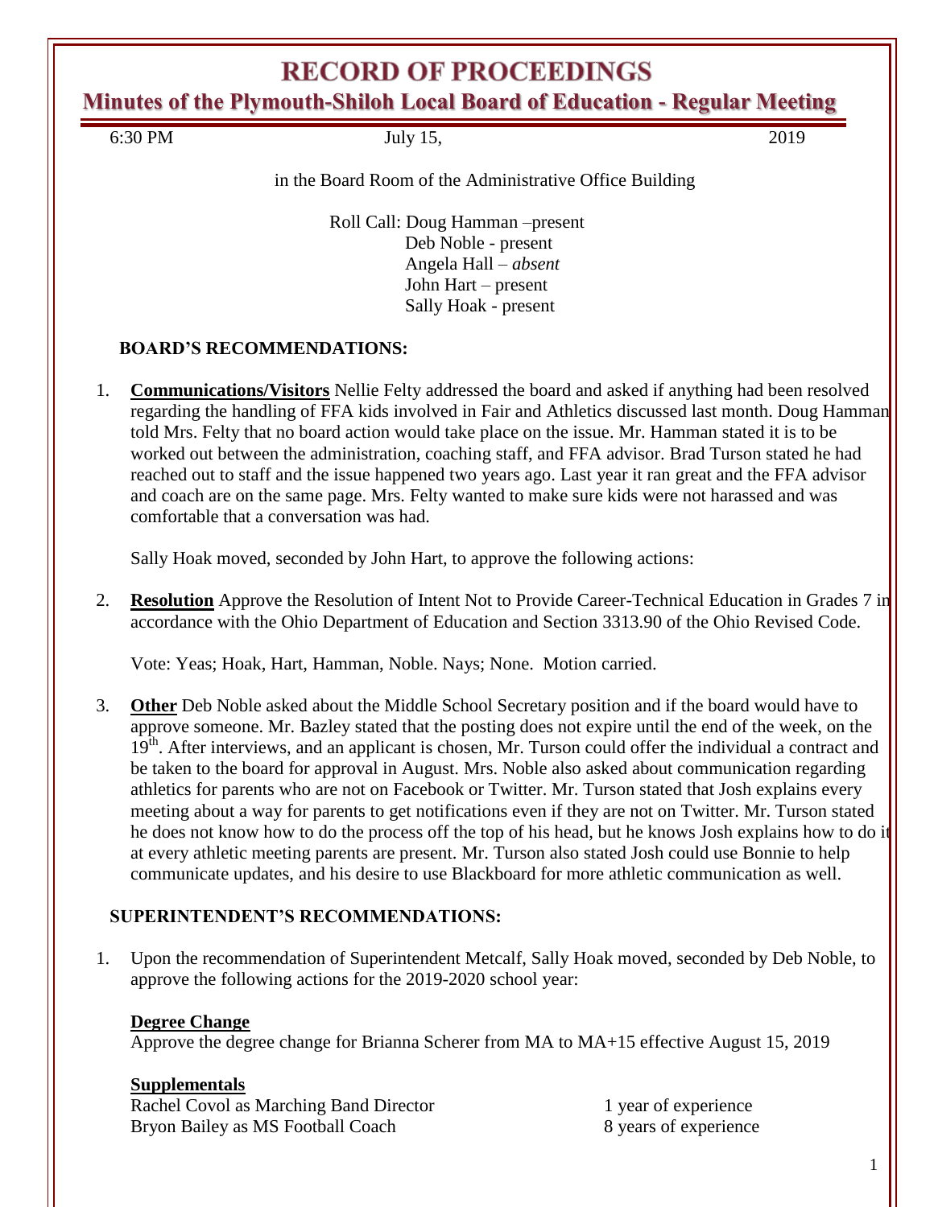# RECORD OF PROCEEDINGS

## Minutes of the Plymouth-Shiloh Local Board of Education - Regular Meeting

6:30 PM July 15, 2019

in the Board Room of the Administrative Office Building

Roll Call: Doug Hamman –present
Deb Noble - present
Angela Hall – *absent*
John Hart – present
Sally Hoak - present

### BOARD'S RECOMMENDATIONS:

1. **Communications/Visitors** Nellie Felty addressed the board and asked if anything had been resolved regarding the handling of FFA kids involved in Fair and Athletics discussed last month. Doug Hamman told Mrs. Felty that no board action would take place on the issue. Mr. Hamman stated it is to be worked out between the administration, coaching staff, and FFA advisor. Brad Turson stated he had reached out to staff and the issue happened two years ago. Last year it ran great and the FFA advisor and coach are on the same page. Mrs. Felty wanted to make sure kids were not harassed and was comfortable that a conversation was had.

   Sally Hoak moved, seconded by John Hart, to approve the following actions:

2. **Resolution** Approve the Resolution of Intent Not to Provide Career-Technical Education in Grades 7 in accordance with the Ohio Department of Education and Section 3313.90 of the Ohio Revised Code.

   Vote: Yeas; Hoak, Hart, Hamman, Noble. Nays; None. Motion carried.

3. **Other** Deb Noble asked about the Middle School Secretary position and if the board would have to approve someone. Mr. Bazley stated that the posting does not expire until the end of the week, on the 19th. After interviews, and an applicant is chosen, Mr. Turson could offer the individual a contract and be taken to the board for approval in August. Mrs. Noble also asked about communication regarding athletics for parents who are not on Facebook or Twitter. Mr. Turson stated that Josh explains every meeting about a way for parents to get notifications even if they are not on Twitter. Mr. Turson stated he does not know how to do the process off the top of his head, but he knows Josh explains how to do it at every athletic meeting parents are present. Mr. Turson also stated Josh could use Bonnie to help communicate updates, and his desire to use Blackboard for more athletic communication as well.

### SUPERINTENDENT'S RECOMMENDATIONS:

1. Upon the recommendation of Superintendent Metcalf, Sally Hoak moved, seconded by Deb Noble, to approve the following actions for the 2019-2020 school year:

   **Degree Change**
   Approve the degree change for Brianna Scherer from MA to MA+15 effective August 15, 2019

   **Supplementals**

   | | |
   |---|---|
   | Rachel Covol as Marching Band Director | 1 year of experience |
   | Bryon Bailey as MS Football Coach | 8 years of experience |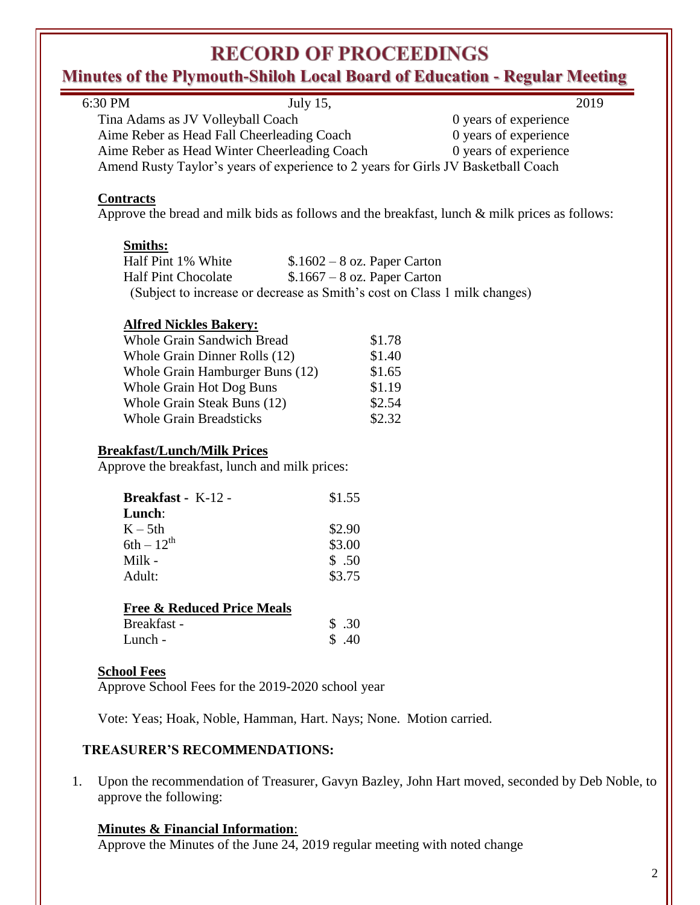Tina Adams as JV Volleyball Coach — 0 years of experience
Aime Reber as Head Fall Cheerleading Coach — 0 years of experience
Aime Reber as Head Winter Cheerleading Coach — 0 years of experience
Amend Rusty Taylor's years of experience to 2 years for Girls JV Basketball Coach

**Contracts**
Approve the bread and milk bids as follows and the breakfast, lunch & milk prices as follows:

**Smiths:**

| | |
|---|---|
| Half Pint 1% White | $.1602 – 8 oz. Paper Carton |
| Half Pint Chocolate | $.1667 – 8 oz. Paper Carton |

(Subject to increase or decrease as Smith's cost on Class 1 milk changes)

**Alfred Nickles Bakery:**

| | |
|---|---|
| Whole Grain Sandwich Bread | $1.78 |
| Whole Grain Dinner Rolls (12) | $1.40 |
| Whole Grain Hamburger Buns (12) | $1.65 |
| Whole Grain Hot Dog Buns | $1.19 |
| Whole Grain Steak Buns (12) | $2.54 |
| Whole Grain Breadsticks | $2.32 |

**Breakfast/Lunch/Milk Prices**
Approve the breakfast, lunch and milk prices:

| | |
|---|---|
| **Breakfast** - K-12 - | $1.55 |
| **Lunch**: | |
| K – 5th | $2.90 |
| 6th – 12th | $3.00 |
| Milk - | $ .50 |
| Adult: | $3.75 |

**Free & Reduced Price Meals**

| | |
|---|---|
| Breakfast - | $ .30 |
| Lunch - | $ .40 |

**School Fees**
Approve School Fees for the 2019-2020 school year

Vote: Yeas; Hoak, Noble, Hamman, Hart. Nays; None. Motion carried.

**TREASURER'S RECOMMENDATIONS:**

1. Upon the recommendation of Treasurer, Gavyn Bazley, John Hart moved, seconded by Deb Noble, to approve the following:

**Minutes & Financial Information**:
Approve the Minutes of the June 24, 2019 regular meeting with noted change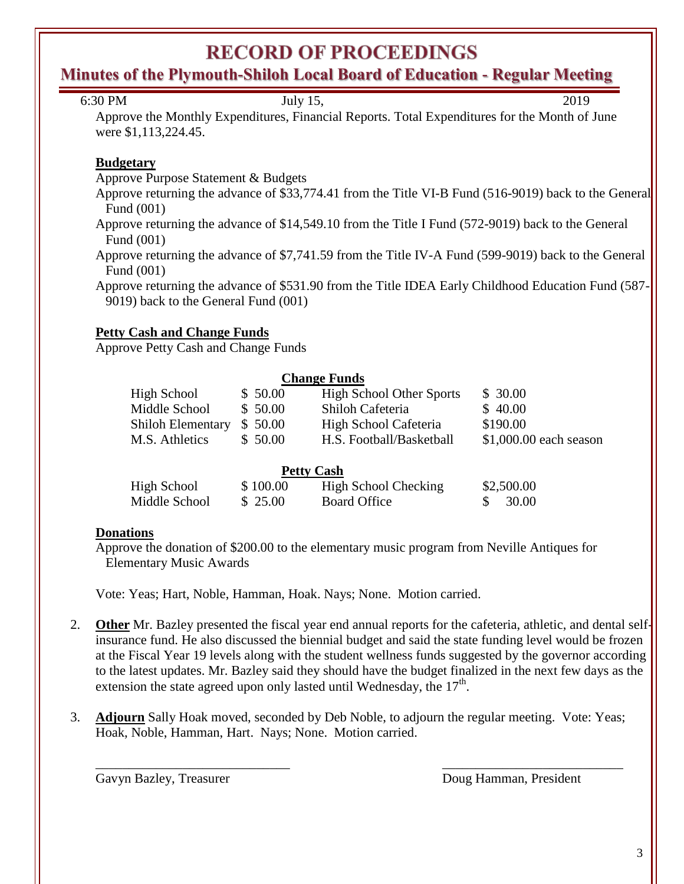# RECORD OF PROCEEDINGS

## Minutes of the Plymouth-Shiloh Local Board of Education - Regular Meeting

6:30 PM July 15, 2019

Approve the Monthly Expenditures, Financial Reports. Total Expenditures for the Month of June were $1,113,224.45.

**Budgetary**

Approve Purpose Statement & Budgets

Approve returning the advance of $33,774.41 from the Title VI-B Fund (516-9019) back to the General Fund (001)

Approve returning the advance of $14,549.10 from the Title I Fund (572-9019) back to the General Fund (001)

Approve returning the advance of $7,741.59 from the Title IV-A Fund (599-9019) back to the General Fund (001)

Approve returning the advance of $531.90 from the Title IDEA Early Childhood Education Fund (587-9019) back to the General Fund (001)

**Petty Cash and Change Funds**

Approve Petty Cash and Change Funds

**Change Funds**

| | | | |
|---|---|---|---|
| High School | $ 50.00 | High School Other Sports | $ 30.00 |
| Middle School | $ 50.00 | Shiloh Cafeteria | $ 40.00 |
| Shiloh Elementary | $ 50.00 | High School Cafeteria | $190.00 |
| M.S. Athletics | $ 50.00 | H.S. Football/Basketball | $1,000.00 each season |

**Petty Cash**

| | | | |
|---|---|---|---|
| High School | $ 100.00 | High School Checking | $2,500.00 |
| Middle School | $ 25.00 | Board Office | $ 30.00 |

**Donations**

Approve the donation of $200.00 to the elementary music program from Neville Antiques for Elementary Music Awards

Vote: Yeas; Hart, Noble, Hamman, Hoak. Nays; None. Motion carried.

2. **Other** Mr. Bazley presented the fiscal year end annual reports for the cafeteria, athletic, and dental self-insurance fund. He also discussed the biennial budget and said the state funding level would be frozen at the Fiscal Year 19 levels along with the student wellness funds suggested by the governor according to the latest updates. Mr. Bazley said they should have the budget finalized in the next few days as the extension the state agreed upon only lasted until Wednesday, the 17th.

3. **Adjourn** Sally Hoak moved, seconded by Deb Noble, to adjourn the regular meeting. Vote: Yeas; Hoak, Noble, Hamman, Hart. Nays; None. Motion carried.

\_\_\_\_\_\_\_\_\_\_\_\_\_\_\_\_\_\_\_\_\_\_\_\_\_\_\_\_\_\_
Gavyn Bazley, Treasurer

\_\_\_\_\_\_\_\_\_\_\_\_\_\_\_\_\_\_\_\_\_\_\_\_\_\_\_\_\_\_
Doug Hamman, President